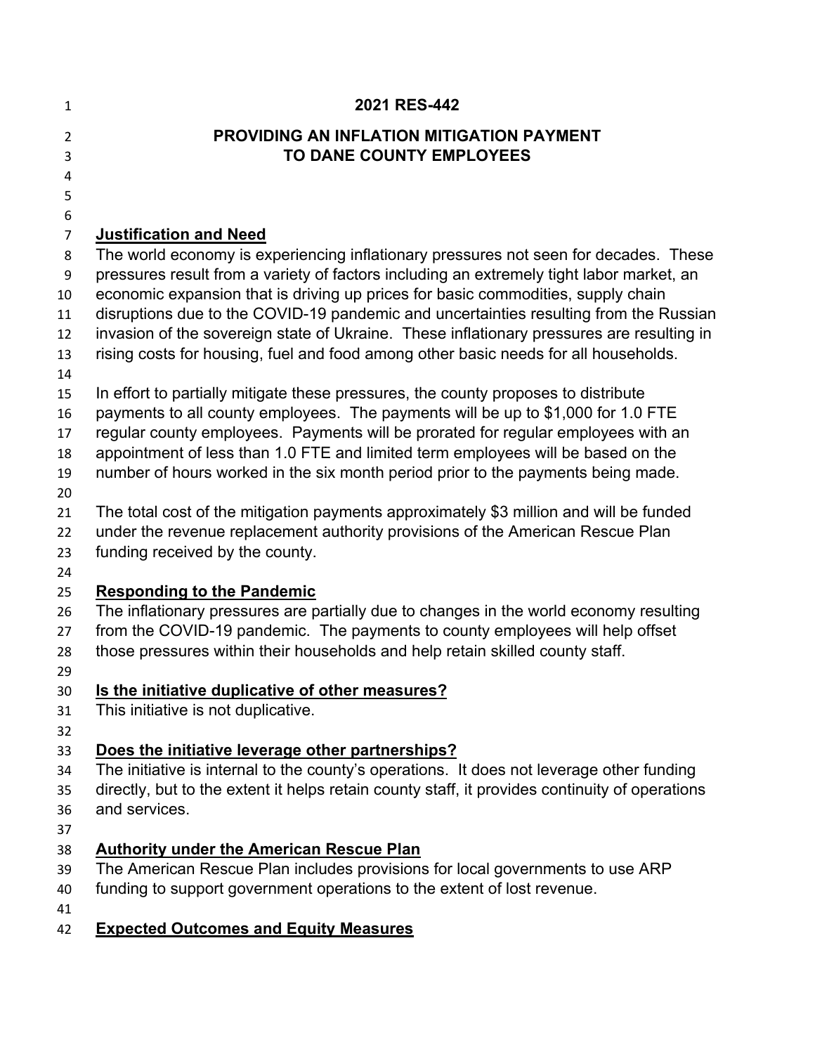# 2021 RES-442

## PROVIDING AN INFLATION MITIGATION PAYMENT TO DANE COUNTY EMPLOYEES

**Justification and Need**

The world economy is experiencing inflationary pressures not seen for decades. These pressures result from a variety of factors including an extremely tight labor market, an economic expansion that is driving up prices for basic commodities, supply chain disruptions due to the COVID-19 pandemic and uncertainties resulting from the Russian invasion of the sovereign state of Ukraine. These inflationary pressures are resulting in rising costs for housing, fuel and food among other basic needs for all households.

In effort to partially mitigate these pressures, the county proposes to distribute payments to all county employees. The payments will be up to $1,000 for 1.0 FTE regular county employees. Payments will be prorated for regular employees with an appointment of less than 1.0 FTE and limited term employees will be based on the number of hours worked in the six month period prior to the payments being made.

The total cost of the mitigation payments approximately $3 million and will be funded under the revenue replacement authority provisions of the American Rescue Plan funding received by the county.

**Responding to the Pandemic**

The inflationary pressures are partially due to changes in the world economy resulting from the COVID-19 pandemic. The payments to county employees will help offset those pressures within their households and help retain skilled county staff.

**Is the initiative duplicative of other measures?**

This initiative is not duplicative.

**Does the initiative leverage other partnerships?**

The initiative is internal to the county's operations. It does not leverage other funding directly, but to the extent it helps retain county staff, it provides continuity of operations and services.

**Authority under the American Rescue Plan**

The American Rescue Plan includes provisions for local governments to use ARP funding to support government operations to the extent of lost revenue.

**Expected Outcomes and Equity Measures**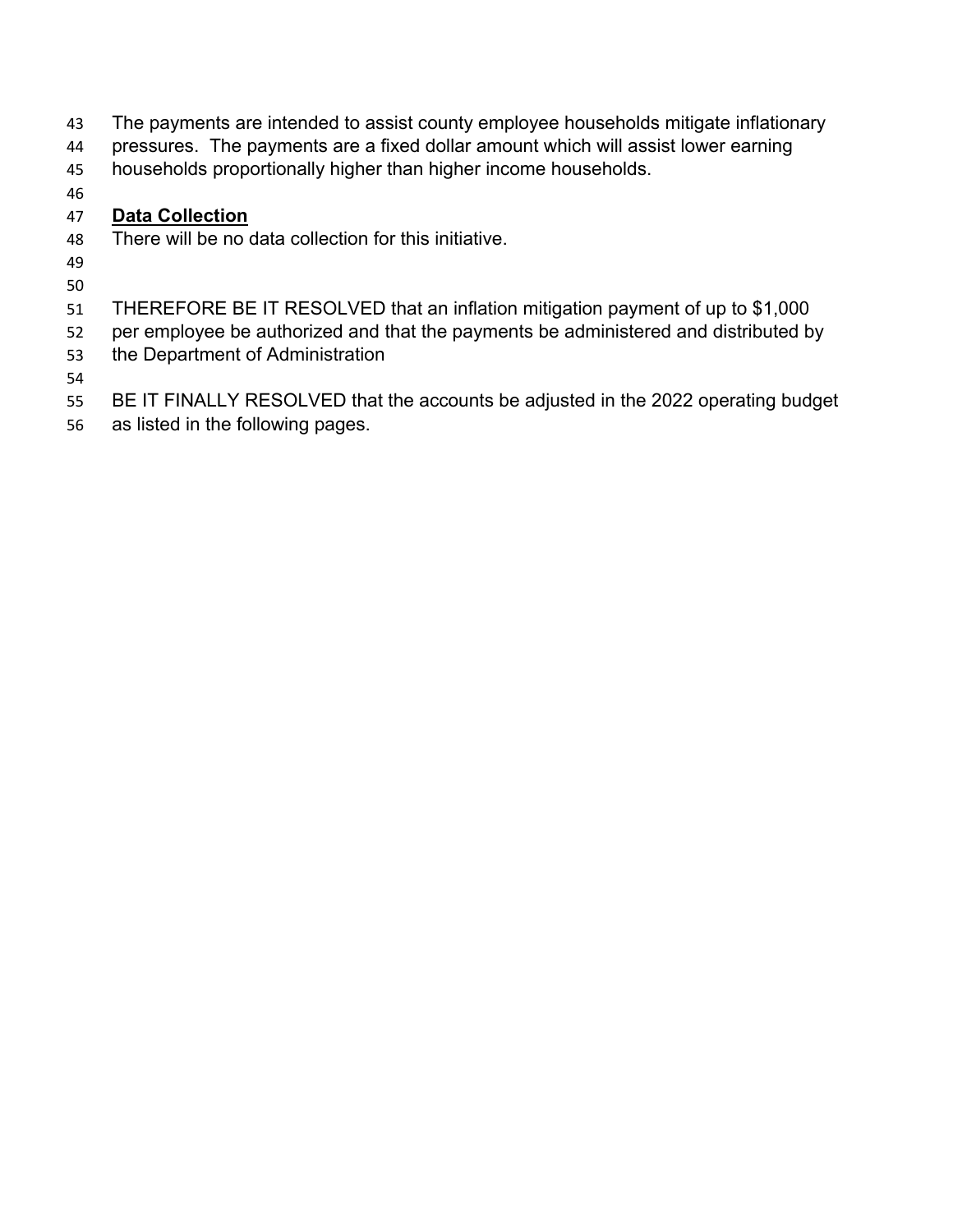The payments are intended to assist county employee households mitigate inflationary pressures. The payments are a fixed dollar amount which will assist lower earning households proportionally higher than higher income households.

**Data Collection**

There will be no data collection for this initiative.

THEREFORE BE IT RESOLVED that an inflation mitigation payment of up to $1,000 per employee be authorized and that the payments be administered and distributed by the Department of Administration

BE IT FINALLY RESOLVED that the accounts be adjusted in the 2022 operating budget as listed in the following pages.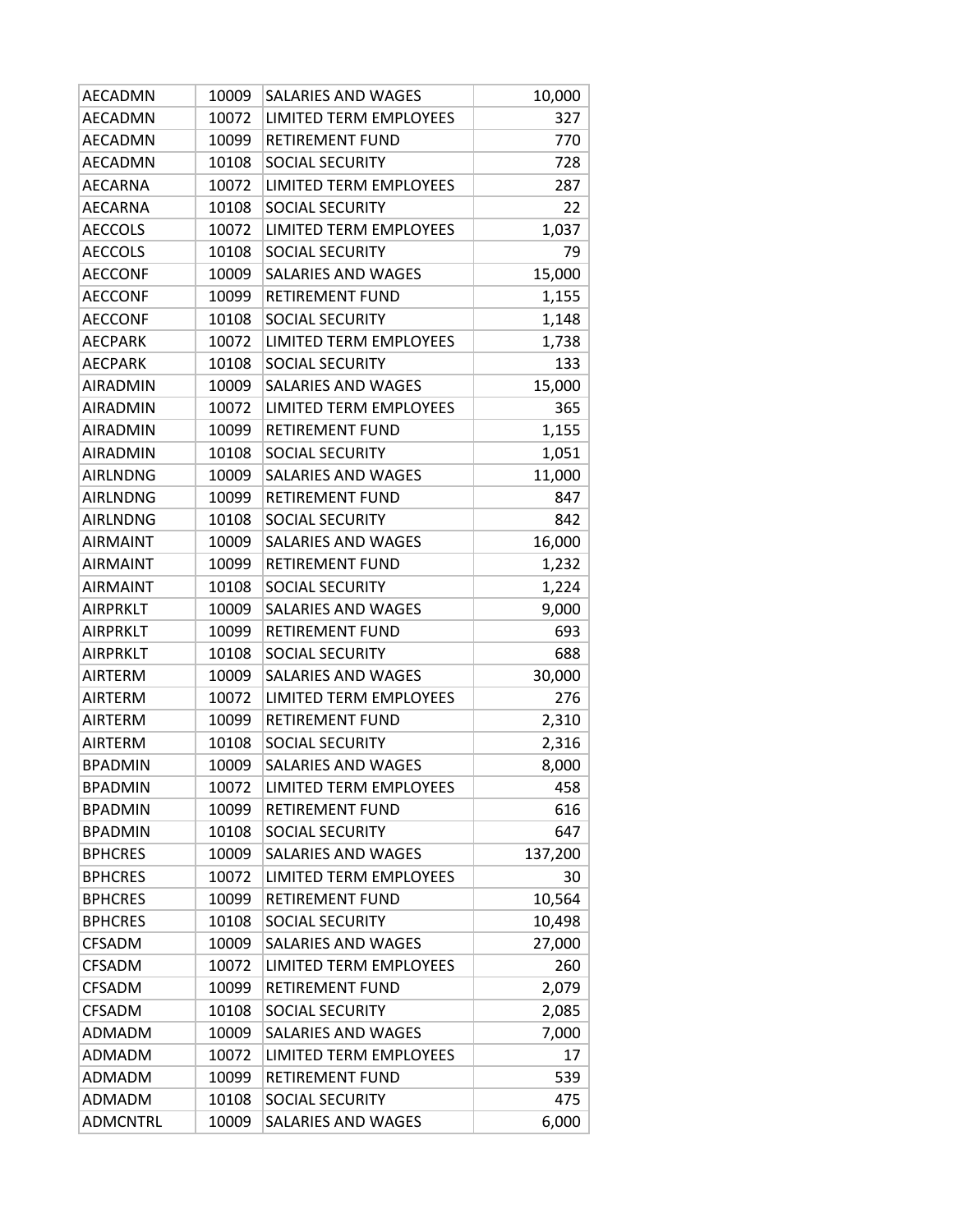| AECADMN | 10009 | SALARIES AND WAGES | 10,000 |
|---|---|---|---|
| AECADMN | 10072 | LIMITED TERM EMPLOYEES | 327 |
| AECADMN | 10099 | RETIREMENT FUND | 770 |
| AECADMN | 10108 | SOCIAL SECURITY | 728 |
| AECARNA | 10072 | LIMITED TERM EMPLOYEES | 287 |
| AECARNA | 10108 | SOCIAL SECURITY | 22 |
| AECCOLS | 10072 | LIMITED TERM EMPLOYEES | 1,037 |
| AECCOLS | 10108 | SOCIAL SECURITY | 79 |
| AECCONF | 10009 | SALARIES AND WAGES | 15,000 |
| AECCONF | 10099 | RETIREMENT FUND | 1,155 |
| AECCONF | 10108 | SOCIAL SECURITY | 1,148 |
| AECPARK | 10072 | LIMITED TERM EMPLOYEES | 1,738 |
| AECPARK | 10108 | SOCIAL SECURITY | 133 |
| AIRADMIN | 10009 | SALARIES AND WAGES | 15,000 |
| AIRADMIN | 10072 | LIMITED TERM EMPLOYEES | 365 |
| AIRADMIN | 10099 | RETIREMENT FUND | 1,155 |
| AIRADMIN | 10108 | SOCIAL SECURITY | 1,051 |
| AIRLNDNG | 10009 | SALARIES AND WAGES | 11,000 |
| AIRLNDNG | 10099 | RETIREMENT FUND | 847 |
| AIRLNDNG | 10108 | SOCIAL SECURITY | 842 |
| AIRMAINT | 10009 | SALARIES AND WAGES | 16,000 |
| AIRMAINT | 10099 | RETIREMENT FUND | 1,232 |
| AIRMAINT | 10108 | SOCIAL SECURITY | 1,224 |
| AIRPRKLT | 10009 | SALARIES AND WAGES | 9,000 |
| AIRPRKLT | 10099 | RETIREMENT FUND | 693 |
| AIRPRKLT | 10108 | SOCIAL SECURITY | 688 |
| AIRTERM | 10009 | SALARIES AND WAGES | 30,000 |
| AIRTERM | 10072 | LIMITED TERM EMPLOYEES | 276 |
| AIRTERM | 10099 | RETIREMENT FUND | 2,310 |
| AIRTERM | 10108 | SOCIAL SECURITY | 2,316 |
| BPADMIN | 10009 | SALARIES AND WAGES | 8,000 |
| BPADMIN | 10072 | LIMITED TERM EMPLOYEES | 458 |
| BPADMIN | 10099 | RETIREMENT FUND | 616 |
| BPADMIN | 10108 | SOCIAL SECURITY | 647 |
| BPHCRES | 10009 | SALARIES AND WAGES | 137,200 |
| BPHCRES | 10072 | LIMITED TERM EMPLOYEES | 30 |
| BPHCRES | 10099 | RETIREMENT FUND | 10,564 |
| BPHCRES | 10108 | SOCIAL SECURITY | 10,498 |
| CFSADM | 10009 | SALARIES AND WAGES | 27,000 |
| CFSADM | 10072 | LIMITED TERM EMPLOYEES | 260 |
| CFSADM | 10099 | RETIREMENT FUND | 2,079 |
| CFSADM | 10108 | SOCIAL SECURITY | 2,085 |
| ADMADM | 10009 | SALARIES AND WAGES | 7,000 |
| ADMADM | 10072 | LIMITED TERM EMPLOYEES | 17 |
| ADMADM | 10099 | RETIREMENT FUND | 539 |
| ADMADM | 10108 | SOCIAL SECURITY | 475 |
| ADMCNTRL | 10009 | SALARIES AND WAGES | 6,000 |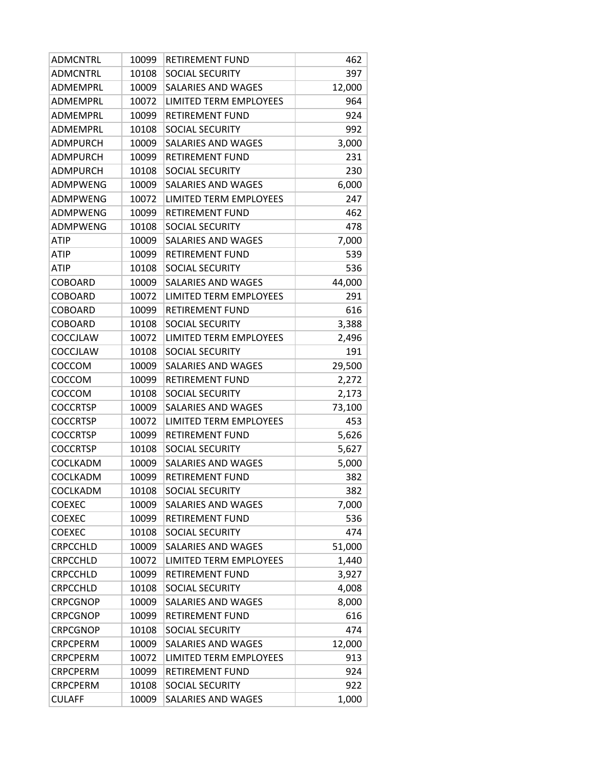| ADMCNTRL | 10099 | RETIREMENT FUND | 462 |
|---|---|---|---|
| ADMCNTRL | 10108 | SOCIAL SECURITY | 397 |
| ADMEMPRL | 10009 | SALARIES AND WAGES | 12,000 |
| ADMEMPRL | 10072 | LIMITED TERM EMPLOYEES | 964 |
| ADMEMPRL | 10099 | RETIREMENT FUND | 924 |
| ADMEMPRL | 10108 | SOCIAL SECURITY | 992 |
| ADMPURCH | 10009 | SALARIES AND WAGES | 3,000 |
| ADMPURCH | 10099 | RETIREMENT FUND | 231 |
| ADMPURCH | 10108 | SOCIAL SECURITY | 230 |
| ADMPWENG | 10009 | SALARIES AND WAGES | 6,000 |
| ADMPWENG | 10072 | LIMITED TERM EMPLOYEES | 247 |
| ADMPWENG | 10099 | RETIREMENT FUND | 462 |
| ADMPWENG | 10108 | SOCIAL SECURITY | 478 |
| ATIP | 10009 | SALARIES AND WAGES | 7,000 |
| ATIP | 10099 | RETIREMENT FUND | 539 |
| ATIP | 10108 | SOCIAL SECURITY | 536 |
| COBOARD | 10009 | SALARIES AND WAGES | 44,000 |
| COBOARD | 10072 | LIMITED TERM EMPLOYEES | 291 |
| COBOARD | 10099 | RETIREMENT FUND | 616 |
| COBOARD | 10108 | SOCIAL SECURITY | 3,388 |
| COCCJLAW | 10072 | LIMITED TERM EMPLOYEES | 2,496 |
| COCCJLAW | 10108 | SOCIAL SECURITY | 191 |
| COCCOM | 10009 | SALARIES AND WAGES | 29,500 |
| COCCOM | 10099 | RETIREMENT FUND | 2,272 |
| COCCOM | 10108 | SOCIAL SECURITY | 2,173 |
| COCCRTSP | 10009 | SALARIES AND WAGES | 73,100 |
| COCCRTSP | 10072 | LIMITED TERM EMPLOYEES | 453 |
| COCCRTSP | 10099 | RETIREMENT FUND | 5,626 |
| COCCRTSP | 10108 | SOCIAL SECURITY | 5,627 |
| COCLKADM | 10009 | SALARIES AND WAGES | 5,000 |
| COCLKADM | 10099 | RETIREMENT FUND | 382 |
| COCLKADM | 10108 | SOCIAL SECURITY | 382 |
| COEXEC | 10009 | SALARIES AND WAGES | 7,000 |
| COEXEC | 10099 | RETIREMENT FUND | 536 |
| COEXEC | 10108 | SOCIAL SECURITY | 474 |
| CRPCCHLD | 10009 | SALARIES AND WAGES | 51,000 |
| CRPCCHLD | 10072 | LIMITED TERM EMPLOYEES | 1,440 |
| CRPCCHLD | 10099 | RETIREMENT FUND | 3,927 |
| CRPCCHLD | 10108 | SOCIAL SECURITY | 4,008 |
| CRPCGNOP | 10009 | SALARIES AND WAGES | 8,000 |
| CRPCGNOP | 10099 | RETIREMENT FUND | 616 |
| CRPCGNOP | 10108 | SOCIAL SECURITY | 474 |
| CRPCPERM | 10009 | SALARIES AND WAGES | 12,000 |
| CRPCPERM | 10072 | LIMITED TERM EMPLOYEES | 913 |
| CRPCPERM | 10099 | RETIREMENT FUND | 924 |
| CRPCPERM | 10108 | SOCIAL SECURITY | 922 |
| CULAFF | 10009 | SALARIES AND WAGES | 1,000 |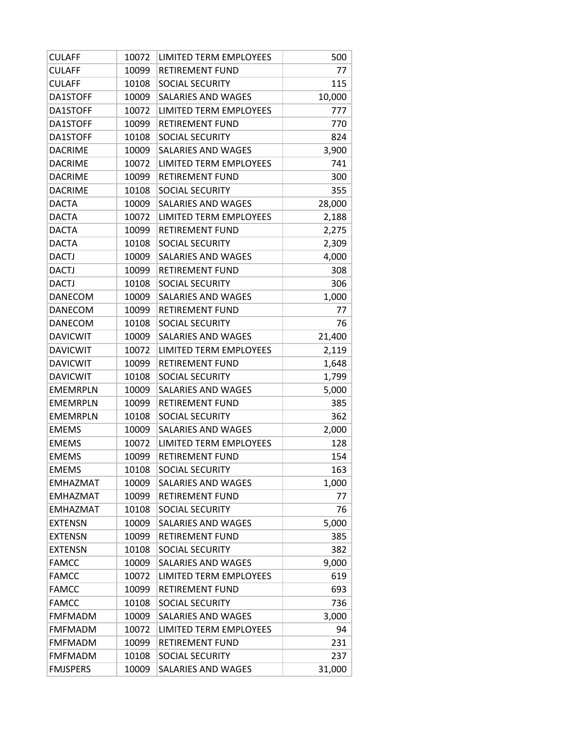| CULAFF | 10072 | LIMITED TERM EMPLOYEES | 500 |
|---|---|---|---|
| CULAFF | 10099 | RETIREMENT FUND | 77 |
| CULAFF | 10108 | SOCIAL SECURITY | 115 |
| DA1STOFF | 10009 | SALARIES AND WAGES | 10,000 |
| DA1STOFF | 10072 | LIMITED TERM EMPLOYEES | 777 |
| DA1STOFF | 10099 | RETIREMENT FUND | 770 |
| DA1STOFF | 10108 | SOCIAL SECURITY | 824 |
| DACRIME | 10009 | SALARIES AND WAGES | 3,900 |
| DACRIME | 10072 | LIMITED TERM EMPLOYEES | 741 |
| DACRIME | 10099 | RETIREMENT FUND | 300 |
| DACRIME | 10108 | SOCIAL SECURITY | 355 |
| DACTA | 10009 | SALARIES AND WAGES | 28,000 |
| DACTA | 10072 | LIMITED TERM EMPLOYEES | 2,188 |
| DACTA | 10099 | RETIREMENT FUND | 2,275 |
| DACTA | 10108 | SOCIAL SECURITY | 2,309 |
| DACTJ | 10009 | SALARIES AND WAGES | 4,000 |
| DACTJ | 10099 | RETIREMENT FUND | 308 |
| DACTJ | 10108 | SOCIAL SECURITY | 306 |
| DANECOM | 10009 | SALARIES AND WAGES | 1,000 |
| DANECOM | 10099 | RETIREMENT FUND | 77 |
| DANECOM | 10108 | SOCIAL SECURITY | 76 |
| DAVICWIT | 10009 | SALARIES AND WAGES | 21,400 |
| DAVICWIT | 10072 | LIMITED TERM EMPLOYEES | 2,119 |
| DAVICWIT | 10099 | RETIREMENT FUND | 1,648 |
| DAVICWIT | 10108 | SOCIAL SECURITY | 1,799 |
| EMEMRPLN | 10009 | SALARIES AND WAGES | 5,000 |
| EMEMRPLN | 10099 | RETIREMENT FUND | 385 |
| EMEMRPLN | 10108 | SOCIAL SECURITY | 362 |
| EMEMS | 10009 | SALARIES AND WAGES | 2,000 |
| EMEMS | 10072 | LIMITED TERM EMPLOYEES | 128 |
| EMEMS | 10099 | RETIREMENT FUND | 154 |
| EMEMS | 10108 | SOCIAL SECURITY | 163 |
| EMHAZMAT | 10009 | SALARIES AND WAGES | 1,000 |
| EMHAZMAT | 10099 | RETIREMENT FUND | 77 |
| EMHAZMAT | 10108 | SOCIAL SECURITY | 76 |
| EXTENSN | 10009 | SALARIES AND WAGES | 5,000 |
| EXTENSN | 10099 | RETIREMENT FUND | 385 |
| EXTENSN | 10108 | SOCIAL SECURITY | 382 |
| FAMCC | 10009 | SALARIES AND WAGES | 9,000 |
| FAMCC | 10072 | LIMITED TERM EMPLOYEES | 619 |
| FAMCC | 10099 | RETIREMENT FUND | 693 |
| FAMCC | 10108 | SOCIAL SECURITY | 736 |
| FMFMADM | 10009 | SALARIES AND WAGES | 3,000 |
| FMFMADM | 10072 | LIMITED TERM EMPLOYEES | 94 |
| FMFMADM | 10099 | RETIREMENT FUND | 231 |
| FMFMADM | 10108 | SOCIAL SECURITY | 237 |
| FMJSPERS | 10009 | SALARIES AND WAGES | 31,000 |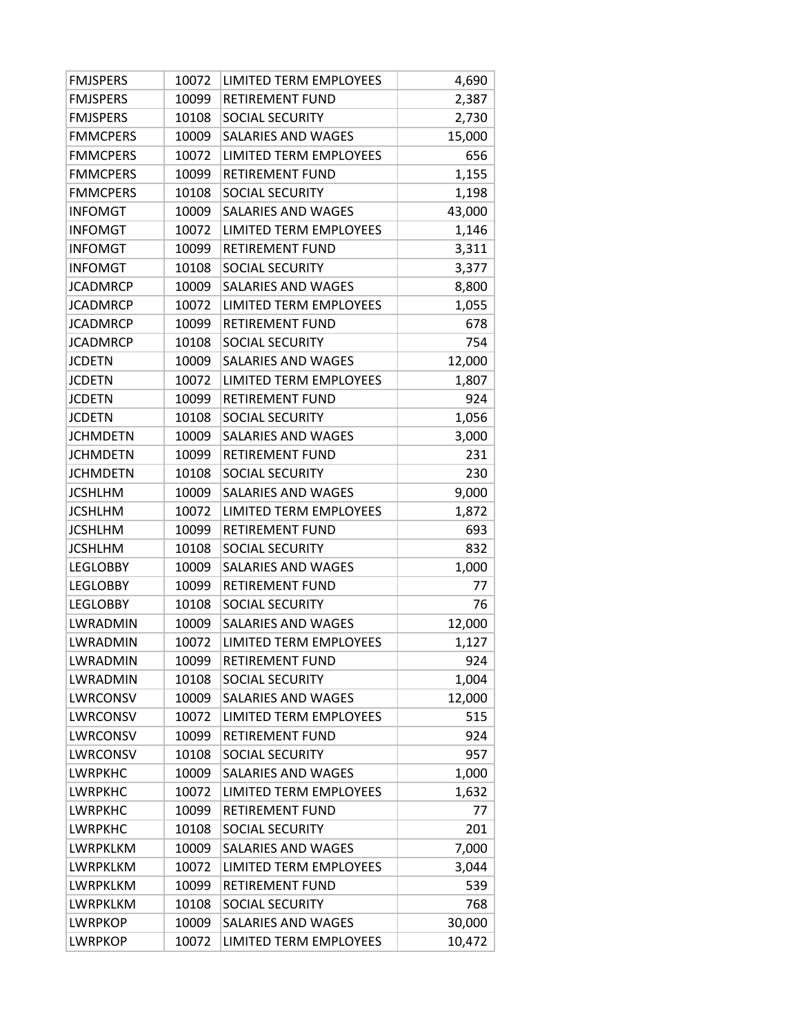| FMJSPERS | 10072 | LIMITED TERM EMPLOYEES | 4,690 |
|---|---|---|---|
| FMJSPERS | 10099 | RETIREMENT FUND | 2,387 |
| FMJSPERS | 10108 | SOCIAL SECURITY | 2,730 |
| FMMCPERS | 10009 | SALARIES AND WAGES | 15,000 |
| FMMCPERS | 10072 | LIMITED TERM EMPLOYEES | 656 |
| FMMCPERS | 10099 | RETIREMENT FUND | 1,155 |
| FMMCPERS | 10108 | SOCIAL SECURITY | 1,198 |
| INFOMGT | 10009 | SALARIES AND WAGES | 43,000 |
| INFOMGT | 10072 | LIMITED TERM EMPLOYEES | 1,146 |
| INFOMGT | 10099 | RETIREMENT FUND | 3,311 |
| INFOMGT | 10108 | SOCIAL SECURITY | 3,377 |
| JCADMRCP | 10009 | SALARIES AND WAGES | 8,800 |
| JCADMRCP | 10072 | LIMITED TERM EMPLOYEES | 1,055 |
| JCADMRCP | 10099 | RETIREMENT FUND | 678 |
| JCADMRCP | 10108 | SOCIAL SECURITY | 754 |
| JCDETN | 10009 | SALARIES AND WAGES | 12,000 |
| JCDETN | 10072 | LIMITED TERM EMPLOYEES | 1,807 |
| JCDETN | 10099 | RETIREMENT FUND | 924 |
| JCDETN | 10108 | SOCIAL SECURITY | 1,056 |
| JCHMDETN | 10009 | SALARIES AND WAGES | 3,000 |
| JCHMDETN | 10099 | RETIREMENT FUND | 231 |
| JCHMDETN | 10108 | SOCIAL SECURITY | 230 |
| JCSHLHM | 10009 | SALARIES AND WAGES | 9,000 |
| JCSHLHM | 10072 | LIMITED TERM EMPLOYEES | 1,872 |
| JCSHLHM | 10099 | RETIREMENT FUND | 693 |
| JCSHLHM | 10108 | SOCIAL SECURITY | 832 |
| LEGLOBBY | 10009 | SALARIES AND WAGES | 1,000 |
| LEGLOBBY | 10099 | RETIREMENT FUND | 77 |
| LEGLOBBY | 10108 | SOCIAL SECURITY | 76 |
| LWRADMIN | 10009 | SALARIES AND WAGES | 12,000 |
| LWRADMIN | 10072 | LIMITED TERM EMPLOYEES | 1,127 |
| LWRADMIN | 10099 | RETIREMENT FUND | 924 |
| LWRADMIN | 10108 | SOCIAL SECURITY | 1,004 |
| LWRCONSV | 10009 | SALARIES AND WAGES | 12,000 |
| LWRCONSV | 10072 | LIMITED TERM EMPLOYEES | 515 |
| LWRCONSV | 10099 | RETIREMENT FUND | 924 |
| LWRCONSV | 10108 | SOCIAL SECURITY | 957 |
| LWRPKHC | 10009 | SALARIES AND WAGES | 1,000 |
| LWRPKHC | 10072 | LIMITED TERM EMPLOYEES | 1,632 |
| LWRPKHC | 10099 | RETIREMENT FUND | 77 |
| LWRPKHC | 10108 | SOCIAL SECURITY | 201 |
| LWRPKLKM | 10009 | SALARIES AND WAGES | 7,000 |
| LWRPKLKM | 10072 | LIMITED TERM EMPLOYEES | 3,044 |
| LWRPKLKM | 10099 | RETIREMENT FUND | 539 |
| LWRPKLKM | 10108 | SOCIAL SECURITY | 768 |
| LWRPKOP | 10009 | SALARIES AND WAGES | 30,000 |
| LWRPKOP | 10072 | LIMITED TERM EMPLOYEES | 10,472 |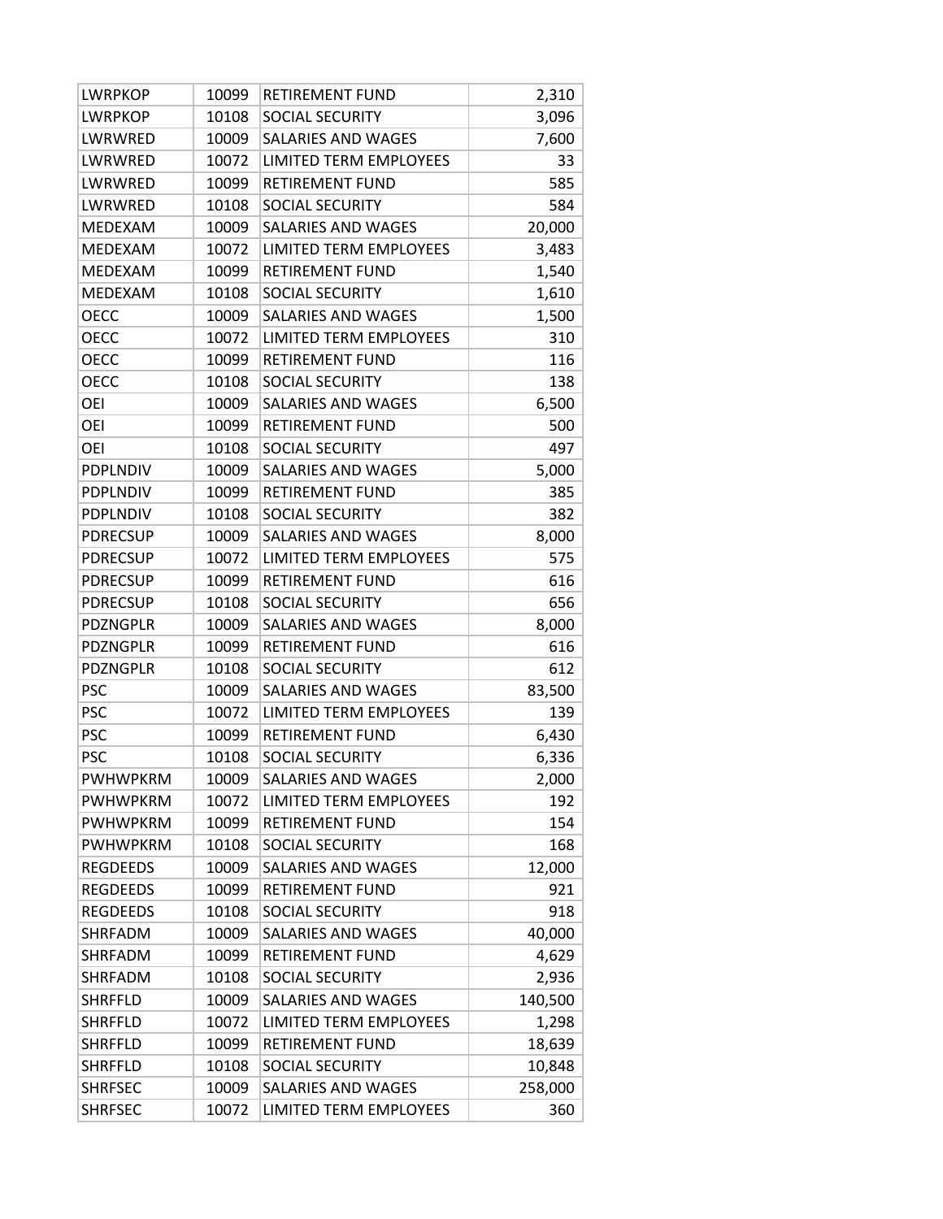| LWRPKOP | 10099 | RETIREMENT FUND | 2,310 |
|---|---|---|---|
| LWRPKOP | 10108 | SOCIAL SECURITY | 3,096 |
| LWRWRED | 10009 | SALARIES AND WAGES | 7,600 |
| LWRWRED | 10072 | LIMITED TERM EMPLOYEES | 33 |
| LWRWRED | 10099 | RETIREMENT FUND | 585 |
| LWRWRED | 10108 | SOCIAL SECURITY | 584 |
| MEDEXAM | 10009 | SALARIES AND WAGES | 20,000 |
| MEDEXAM | 10072 | LIMITED TERM EMPLOYEES | 3,483 |
| MEDEXAM | 10099 | RETIREMENT FUND | 1,540 |
| MEDEXAM | 10108 | SOCIAL SECURITY | 1,610 |
| OECC | 10009 | SALARIES AND WAGES | 1,500 |
| OECC | 10072 | LIMITED TERM EMPLOYEES | 310 |
| OECC | 10099 | RETIREMENT FUND | 116 |
| OECC | 10108 | SOCIAL SECURITY | 138 |
| OEI | 10009 | SALARIES AND WAGES | 6,500 |
| OEI | 10099 | RETIREMENT FUND | 500 |
| OEI | 10108 | SOCIAL SECURITY | 497 |
| PDPLNDIV | 10009 | SALARIES AND WAGES | 5,000 |
| PDPLNDIV | 10099 | RETIREMENT FUND | 385 |
| PDPLNDIV | 10108 | SOCIAL SECURITY | 382 |
| PDRECSUP | 10009 | SALARIES AND WAGES | 8,000 |
| PDRECSUP | 10072 | LIMITED TERM EMPLOYEES | 575 |
| PDRECSUP | 10099 | RETIREMENT FUND | 616 |
| PDRECSUP | 10108 | SOCIAL SECURITY | 656 |
| PDZNGPLR | 10009 | SALARIES AND WAGES | 8,000 |
| PDZNGPLR | 10099 | RETIREMENT FUND | 616 |
| PDZNGPLR | 10108 | SOCIAL SECURITY | 612 |
| PSC | 10009 | SALARIES AND WAGES | 83,500 |
| PSC | 10072 | LIMITED TERM EMPLOYEES | 139 |
| PSC | 10099 | RETIREMENT FUND | 6,430 |
| PSC | 10108 | SOCIAL SECURITY | 6,336 |
| PWHWPKRM | 10009 | SALARIES AND WAGES | 2,000 |
| PWHWPKRM | 10072 | LIMITED TERM EMPLOYEES | 192 |
| PWHWPKRM | 10099 | RETIREMENT FUND | 154 |
| PWHWPKRM | 10108 | SOCIAL SECURITY | 168 |
| REGDEEDS | 10009 | SALARIES AND WAGES | 12,000 |
| REGDEEDS | 10099 | RETIREMENT FUND | 921 |
| REGDEEDS | 10108 | SOCIAL SECURITY | 918 |
| SHRFADM | 10009 | SALARIES AND WAGES | 40,000 |
| SHRFADM | 10099 | RETIREMENT FUND | 4,629 |
| SHRFADM | 10108 | SOCIAL SECURITY | 2,936 |
| SHRFFLD | 10009 | SALARIES AND WAGES | 140,500 |
| SHRFFLD | 10072 | LIMITED TERM EMPLOYEES | 1,298 |
| SHRFFLD | 10099 | RETIREMENT FUND | 18,639 |
| SHRFFLD | 10108 | SOCIAL SECURITY | 10,848 |
| SHRFSEC | 10009 | SALARIES AND WAGES | 258,000 |
| SHRFSEC | 10072 | LIMITED TERM EMPLOYEES | 360 |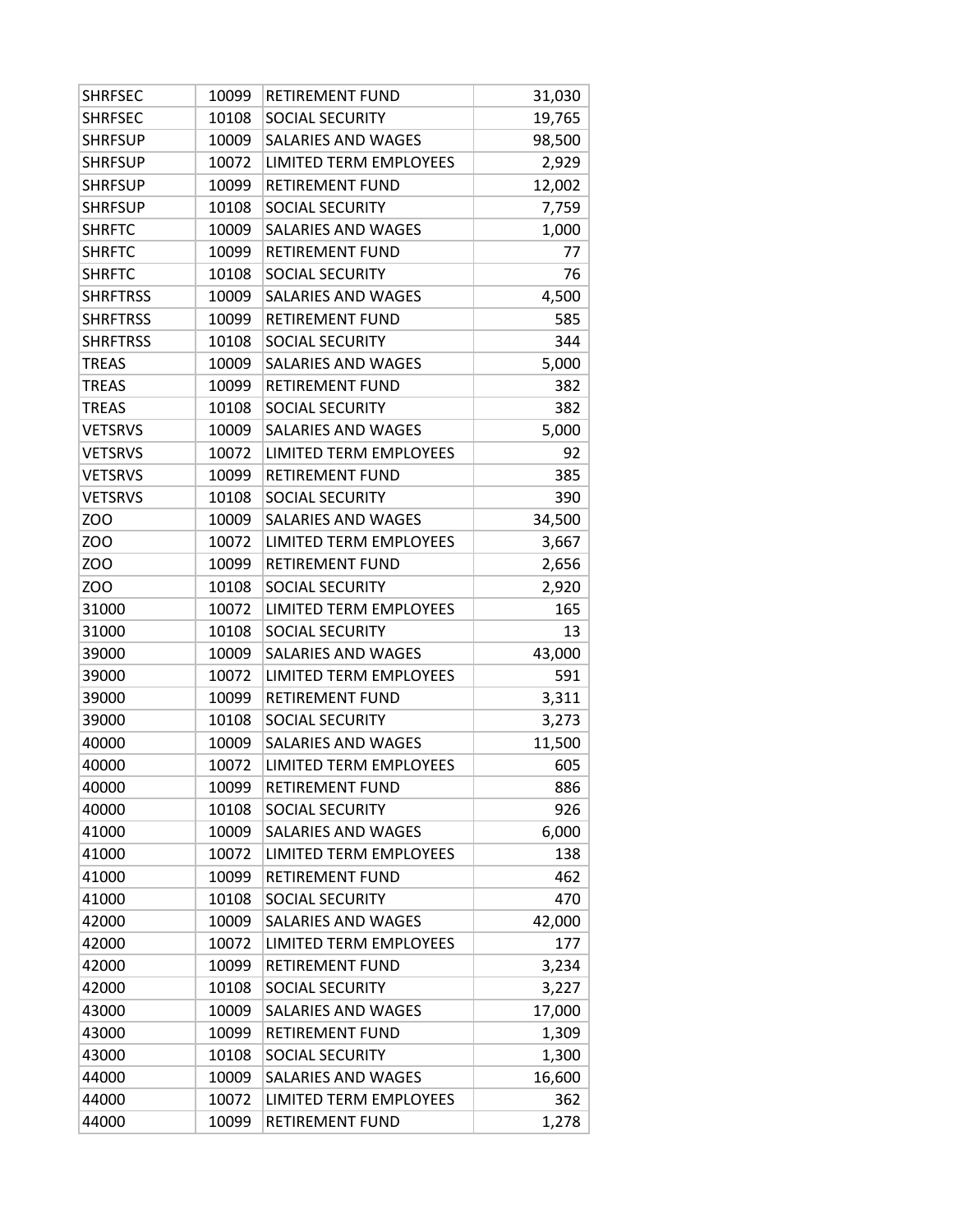| SHRFSEC | 10099 | RETIREMENT FUND | 31,030 |
|---|---|---|---|
| SHRFSEC | 10108 | SOCIAL SECURITY | 19,765 |
| SHRFSUP | 10009 | SALARIES AND WAGES | 98,500 |
| SHRFSUP | 10072 | LIMITED TERM EMPLOYEES | 2,929 |
| SHRFSUP | 10099 | RETIREMENT FUND | 12,002 |
| SHRFSUP | 10108 | SOCIAL SECURITY | 7,759 |
| SHRFTC | 10009 | SALARIES AND WAGES | 1,000 |
| SHRFTC | 10099 | RETIREMENT FUND | 77 |
| SHRFTC | 10108 | SOCIAL SECURITY | 76 |
| SHRFTRSS | 10009 | SALARIES AND WAGES | 4,500 |
| SHRFTRSS | 10099 | RETIREMENT FUND | 585 |
| SHRFTRSS | 10108 | SOCIAL SECURITY | 344 |
| TREAS | 10009 | SALARIES AND WAGES | 5,000 |
| TREAS | 10099 | RETIREMENT FUND | 382 |
| TREAS | 10108 | SOCIAL SECURITY | 382 |
| VETSRVS | 10009 | SALARIES AND WAGES | 5,000 |
| VETSRVS | 10072 | LIMITED TERM EMPLOYEES | 92 |
| VETSRVS | 10099 | RETIREMENT FUND | 385 |
| VETSRVS | 10108 | SOCIAL SECURITY | 390 |
| ZOO | 10009 | SALARIES AND WAGES | 34,500 |
| ZOO | 10072 | LIMITED TERM EMPLOYEES | 3,667 |
| ZOO | 10099 | RETIREMENT FUND | 2,656 |
| ZOO | 10108 | SOCIAL SECURITY | 2,920 |
| 31000 | 10072 | LIMITED TERM EMPLOYEES | 165 |
| 31000 | 10108 | SOCIAL SECURITY | 13 |
| 39000 | 10009 | SALARIES AND WAGES | 43,000 |
| 39000 | 10072 | LIMITED TERM EMPLOYEES | 591 |
| 39000 | 10099 | RETIREMENT FUND | 3,311 |
| 39000 | 10108 | SOCIAL SECURITY | 3,273 |
| 40000 | 10009 | SALARIES AND WAGES | 11,500 |
| 40000 | 10072 | LIMITED TERM EMPLOYEES | 605 |
| 40000 | 10099 | RETIREMENT FUND | 886 |
| 40000 | 10108 | SOCIAL SECURITY | 926 |
| 41000 | 10009 | SALARIES AND WAGES | 6,000 |
| 41000 | 10072 | LIMITED TERM EMPLOYEES | 138 |
| 41000 | 10099 | RETIREMENT FUND | 462 |
| 41000 | 10108 | SOCIAL SECURITY | 470 |
| 42000 | 10009 | SALARIES AND WAGES | 42,000 |
| 42000 | 10072 | LIMITED TERM EMPLOYEES | 177 |
| 42000 | 10099 | RETIREMENT FUND | 3,234 |
| 42000 | 10108 | SOCIAL SECURITY | 3,227 |
| 43000 | 10009 | SALARIES AND WAGES | 17,000 |
| 43000 | 10099 | RETIREMENT FUND | 1,309 |
| 43000 | 10108 | SOCIAL SECURITY | 1,300 |
| 44000 | 10009 | SALARIES AND WAGES | 16,600 |
| 44000 | 10072 | LIMITED TERM EMPLOYEES | 362 |
| 44000 | 10099 | RETIREMENT FUND | 1,278 |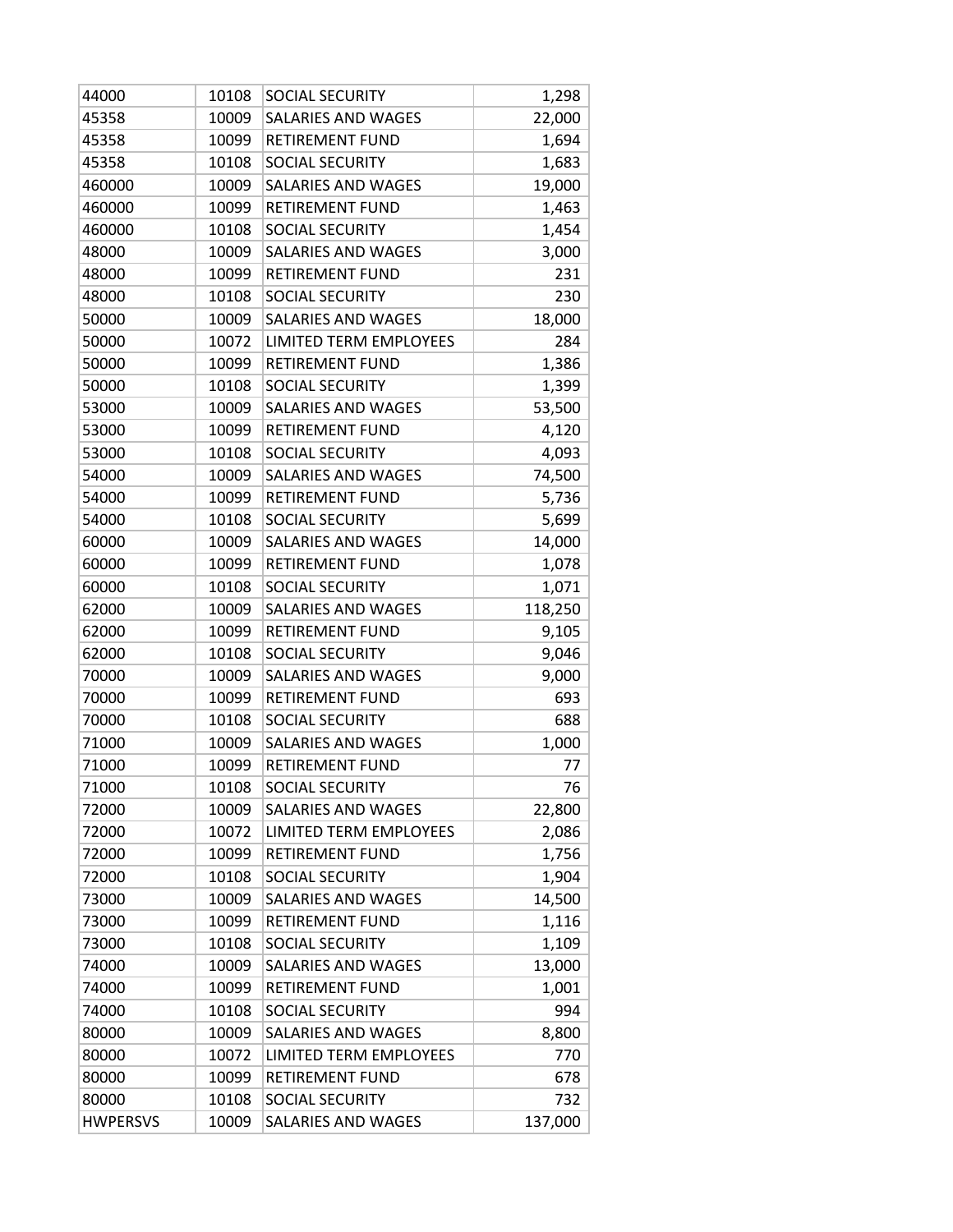| | | | |
|---|---|---|---|
| 44000 | 10108 | SOCIAL SECURITY | 1,298 |
| 45358 | 10009 | SALARIES AND WAGES | 22,000 |
| 45358 | 10099 | RETIREMENT FUND | 1,694 |
| 45358 | 10108 | SOCIAL SECURITY | 1,683 |
| 460000 | 10009 | SALARIES AND WAGES | 19,000 |
| 460000 | 10099 | RETIREMENT FUND | 1,463 |
| 460000 | 10108 | SOCIAL SECURITY | 1,454 |
| 48000 | 10009 | SALARIES AND WAGES | 3,000 |
| 48000 | 10099 | RETIREMENT FUND | 231 |
| 48000 | 10108 | SOCIAL SECURITY | 230 |
| 50000 | 10009 | SALARIES AND WAGES | 18,000 |
| 50000 | 10072 | LIMITED TERM EMPLOYEES | 284 |
| 50000 | 10099 | RETIREMENT FUND | 1,386 |
| 50000 | 10108 | SOCIAL SECURITY | 1,399 |
| 53000 | 10009 | SALARIES AND WAGES | 53,500 |
| 53000 | 10099 | RETIREMENT FUND | 4,120 |
| 53000 | 10108 | SOCIAL SECURITY | 4,093 |
| 54000 | 10009 | SALARIES AND WAGES | 74,500 |
| 54000 | 10099 | RETIREMENT FUND | 5,736 |
| 54000 | 10108 | SOCIAL SECURITY | 5,699 |
| 60000 | 10009 | SALARIES AND WAGES | 14,000 |
| 60000 | 10099 | RETIREMENT FUND | 1,078 |
| 60000 | 10108 | SOCIAL SECURITY | 1,071 |
| 62000 | 10009 | SALARIES AND WAGES | 118,250 |
| 62000 | 10099 | RETIREMENT FUND | 9,105 |
| 62000 | 10108 | SOCIAL SECURITY | 9,046 |
| 70000 | 10009 | SALARIES AND WAGES | 9,000 |
| 70000 | 10099 | RETIREMENT FUND | 693 |
| 70000 | 10108 | SOCIAL SECURITY | 688 |
| 71000 | 10009 | SALARIES AND WAGES | 1,000 |
| 71000 | 10099 | RETIREMENT FUND | 77 |
| 71000 | 10108 | SOCIAL SECURITY | 76 |
| 72000 | 10009 | SALARIES AND WAGES | 22,800 |
| 72000 | 10072 | LIMITED TERM EMPLOYEES | 2,086 |
| 72000 | 10099 | RETIREMENT FUND | 1,756 |
| 72000 | 10108 | SOCIAL SECURITY | 1,904 |
| 73000 | 10009 | SALARIES AND WAGES | 14,500 |
| 73000 | 10099 | RETIREMENT FUND | 1,116 |
| 73000 | 10108 | SOCIAL SECURITY | 1,109 |
| 74000 | 10009 | SALARIES AND WAGES | 13,000 |
| 74000 | 10099 | RETIREMENT FUND | 1,001 |
| 74000 | 10108 | SOCIAL SECURITY | 994 |
| 80000 | 10009 | SALARIES AND WAGES | 8,800 |
| 80000 | 10072 | LIMITED TERM EMPLOYEES | 770 |
| 80000 | 10099 | RETIREMENT FUND | 678 |
| 80000 | 10108 | SOCIAL SECURITY | 732 |
| HWPERSVS | 10009 | SALARIES AND WAGES | 137,000 |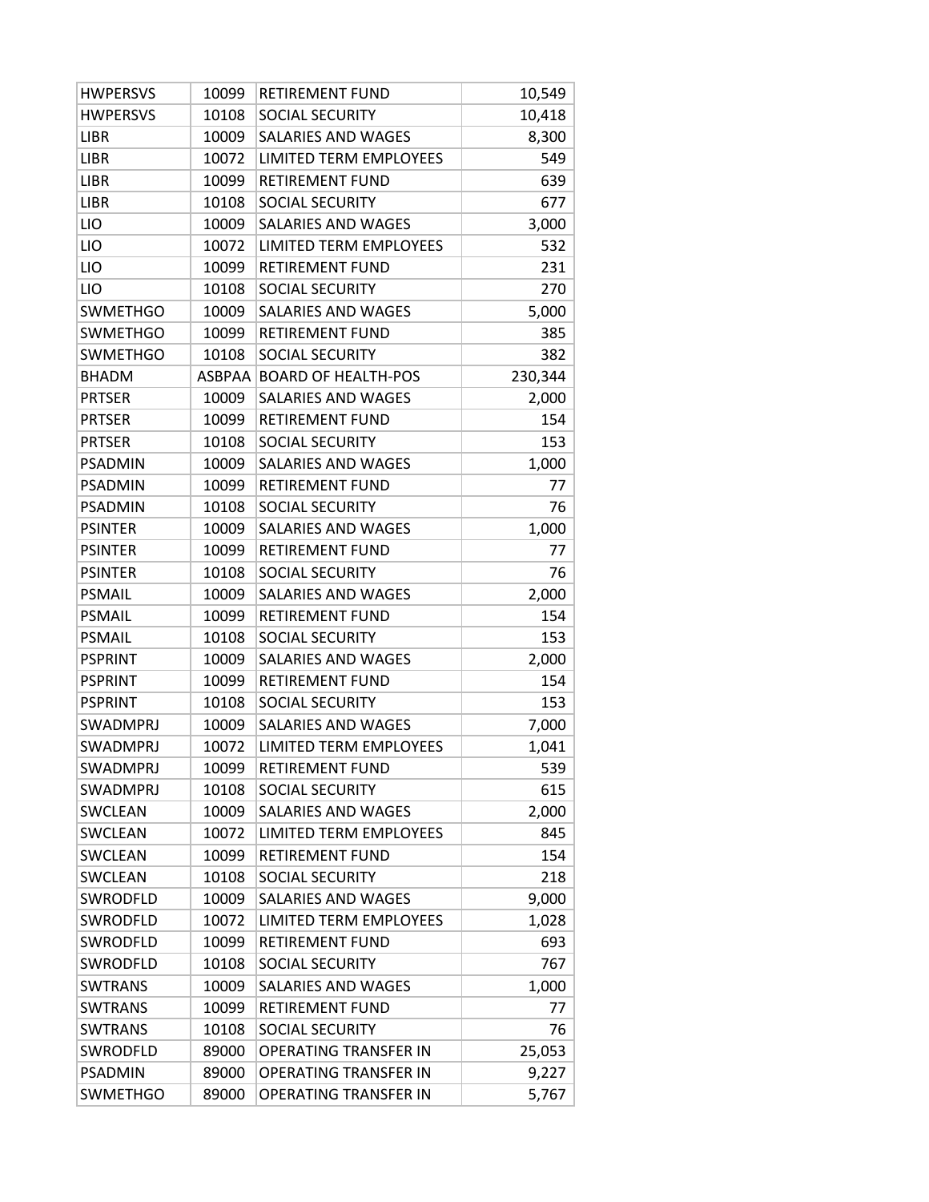| HWPERSVS | 10099 | RETIREMENT FUND | 10,549 |
|---|---|---|---|
| HWPERSVS | 10108 | SOCIAL SECURITY | 10,418 |
| LIBR | 10009 | SALARIES AND WAGES | 8,300 |
| LIBR | 10072 | LIMITED TERM EMPLOYEES | 549 |
| LIBR | 10099 | RETIREMENT FUND | 639 |
| LIBR | 10108 | SOCIAL SECURITY | 677 |
| LIO | 10009 | SALARIES AND WAGES | 3,000 |
| LIO | 10072 | LIMITED TERM EMPLOYEES | 532 |
| LIO | 10099 | RETIREMENT FUND | 231 |
| LIO | 10108 | SOCIAL SECURITY | 270 |
| SWMETHGO | 10009 | SALARIES AND WAGES | 5,000 |
| SWMETHGO | 10099 | RETIREMENT FUND | 385 |
| SWMETHGO | 10108 | SOCIAL SECURITY | 382 |
| BHADM | ASBPAA | BOARD OF HEALTH-POS | 230,344 |
| PRTSER | 10009 | SALARIES AND WAGES | 2,000 |
| PRTSER | 10099 | RETIREMENT FUND | 154 |
| PRTSER | 10108 | SOCIAL SECURITY | 153 |
| PSADMIN | 10009 | SALARIES AND WAGES | 1,000 |
| PSADMIN | 10099 | RETIREMENT FUND | 77 |
| PSADMIN | 10108 | SOCIAL SECURITY | 76 |
| PSINTER | 10009 | SALARIES AND WAGES | 1,000 |
| PSINTER | 10099 | RETIREMENT FUND | 77 |
| PSINTER | 10108 | SOCIAL SECURITY | 76 |
| PSMAIL | 10009 | SALARIES AND WAGES | 2,000 |
| PSMAIL | 10099 | RETIREMENT FUND | 154 |
| PSMAIL | 10108 | SOCIAL SECURITY | 153 |
| PSPRINT | 10009 | SALARIES AND WAGES | 2,000 |
| PSPRINT | 10099 | RETIREMENT FUND | 154 |
| PSPRINT | 10108 | SOCIAL SECURITY | 153 |
| SWADMPRJ | 10009 | SALARIES AND WAGES | 7,000 |
| SWADMPRJ | 10072 | LIMITED TERM EMPLOYEES | 1,041 |
| SWADMPRJ | 10099 | RETIREMENT FUND | 539 |
| SWADMPRJ | 10108 | SOCIAL SECURITY | 615 |
| SWCLEAN | 10009 | SALARIES AND WAGES | 2,000 |
| SWCLEAN | 10072 | LIMITED TERM EMPLOYEES | 845 |
| SWCLEAN | 10099 | RETIREMENT FUND | 154 |
| SWCLEAN | 10108 | SOCIAL SECURITY | 218 |
| SWRODFLD | 10009 | SALARIES AND WAGES | 9,000 |
| SWRODFLD | 10072 | LIMITED TERM EMPLOYEES | 1,028 |
| SWRODFLD | 10099 | RETIREMENT FUND | 693 |
| SWRODFLD | 10108 | SOCIAL SECURITY | 767 |
| SWTRANS | 10009 | SALARIES AND WAGES | 1,000 |
| SWTRANS | 10099 | RETIREMENT FUND | 77 |
| SWTRANS | 10108 | SOCIAL SECURITY | 76 |
| SWRODFLD | 89000 | OPERATING TRANSFER IN | 25,053 |
| PSADMIN | 89000 | OPERATING TRANSFER IN | 9,227 |
| SWMETHGO | 89000 | OPERATING TRANSFER IN | 5,767 |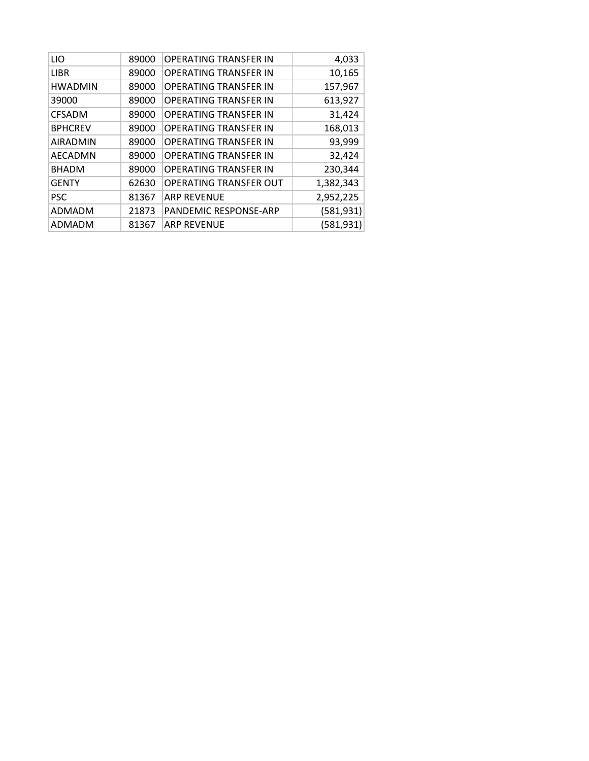| | | | |
|---|---|---|---|
| LIO | 89000 | OPERATING TRANSFER IN | 4,033 |
| LIBR | 89000 | OPERATING TRANSFER IN | 10,165 |
| HWADMIN | 89000 | OPERATING TRANSFER IN | 157,967 |
| 39000 | 89000 | OPERATING TRANSFER IN | 613,927 |
| CFSADM | 89000 | OPERATING TRANSFER IN | 31,424 |
| BPHCREV | 89000 | OPERATING TRANSFER IN | 168,013 |
| AIRADMIN | 89000 | OPERATING TRANSFER IN | 93,999 |
| AECADMN | 89000 | OPERATING TRANSFER IN | 32,424 |
| BHADM | 89000 | OPERATING TRANSFER IN | 230,344 |
| GENTY | 62630 | OPERATING TRANSFER OUT | 1,382,343 |
| PSC | 81367 | ARP REVENUE | 2,952,225 |
| ADMADM | 21873 | PANDEMIC RESPONSE-ARP | (581,931) |
| ADMADM | 81367 | ARP REVENUE | (581,931) |